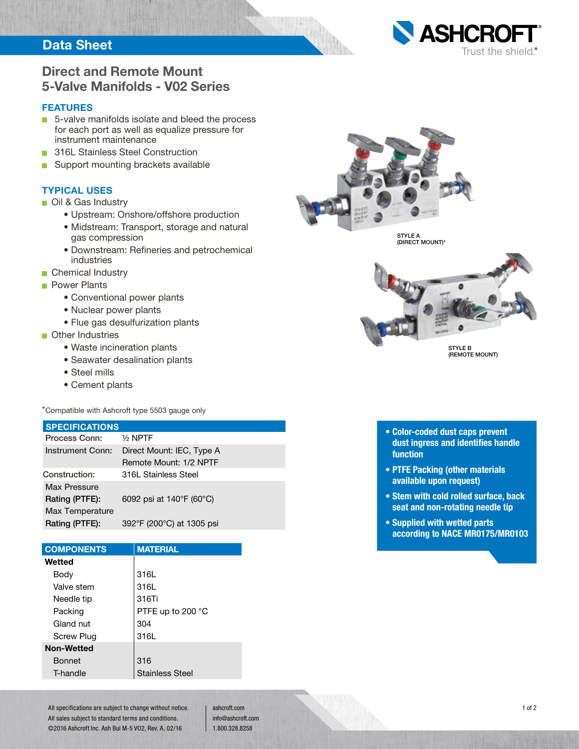Data Sheet

# Direct and Remote Mount 5-Valve Manifolds - V02 Series

## FEATURES

- 5-valve manifolds isolate and bleed the process for each port as well as equalize pressure for instrument maintenance
- 316L Stainless Steel Construction
- Support mounting brackets available

## TYPICAL USES

- Oil & Gas Industry
  - Upstream: Onshore/offshore production
  - Midstream: Transport, storage and natural gas compression
  - Downstream: Refineries and petrochemical industries
- Chemical Industry
- Power Plants
  - Conventional power plants
  - Nuclear power plants
  - Flue gas desulfurization plants
- Other Industries
  - Waste incineration plants
  - Seawater desalination plants
  - Steel mills
  - Cement plants

STYLE A (DIRECT MOUNT)*

STYLE B (REMOTE MOUNT)

*Compatible with Ashcroft type 5503 gauge only

| SPECIFICATIONS | |
|---|---|
| Process Conn: | ½ NPTF |
| Instrument Conn: | Direct Mount: IEC, Type A<br>Remote Mount: 1/2 NPTF |
| Construction: | 316L Stainless Steel |
| Max Pressure Rating (PTFE): | 6092 psi at 140°F (60°C) |
| Max Temperature Rating (PTFE): | 392°F (200°C) at 1305 psi |

- **Color-coded dust caps prevent dust ingress and identifies handle function**
- **PTFE Packing (other materials available upon request)**
- **Stem with cold rolled surface, back seat and non-rotating needle tip**
- **Supplied with wetted parts according to NACE MR0175/MR0103**

| COMPONENTS | MATERIAL |
|---|---|
| **Wetted** | |
| Body | 316L |
| Valve stem | 316L |
| Needle tip | 316Ti |
| Packing | PTFE up to 200 °C |
| Gland nut | 304 |
| Screw Plug | 316L |
| **Non-Wetted** | |
| Bonnet | 316 |
| T-handle | Stainless Steel |

All specifications are subject to change without notice.
All sales subject to standard terms and conditions.
©2016 Ashcroft Inc. Ash Bul M-5 V02, Rev. A, 02/16

ashcroft.com
info@ashcroft.com
1.800.328.8258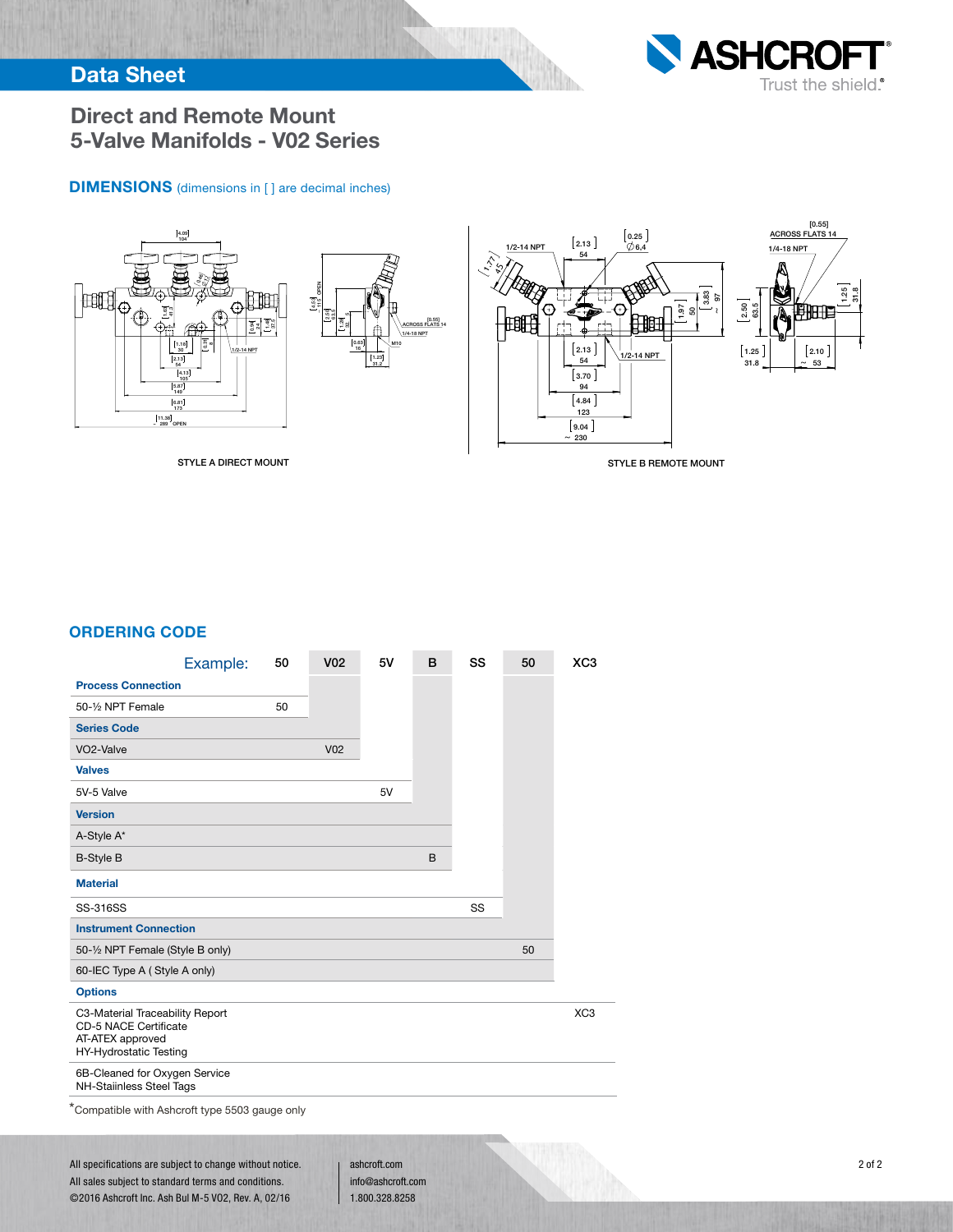## Direct and Remote Mount 5-Valve Manifolds - V02 Series

### DIMENSIONS (dimensions in [ ] are decimal inches)

STYLE A DIRECT MOUNT

STYLE B REMOTE MOUNT

### ORDERING CODE

| Example: | 50 | V02 | 5V | B | SS | 50 | XC3 |
|---|---|---|---|---|---|---|---|
| **Process Connection** | | | | | | | |
| 50-½ NPT Female | 50 | | | | | | |
| **Series Code** | | | | | | | |
| VO2-Valve | | V02 | | | | | |
| **Valves** | | | | | | | |
| 5V-5 Valve | | | 5V | | | | |
| **Version** | | | | | | | |
| A-Style A* | | | | | | | |
| B-Style B | | | | B | | | |
| **Material** | | | | | | | |
| SS-316SS | | | | | SS | | |
| **Instrument Connection** | | | | | | | |
| 50-½ NPT Female (Style B only) | | | | | | 50 | |
| 60-IEC Type A ( Style A only) | | | | | | | |
| **Options** | | | | | | | |
| C3-Material Traceability Report<br>CD-5 NACE Certificate<br>AT-ATEX approved<br>HY-Hydrostatic Testing | | | | | | | XC3 |
| 6B-Cleaned for Oxygen Service<br>NH-Staiinless Steel Tags | | | | | | | |

*Compatible with Ashcroft type 5503 gauge only

All specifications are subject to change without notice.
All sales subject to standard terms and conditions.
©2016 Ashcroft Inc. Ash Bul M-5 V02, Rev. A, 02/16

ashcroft.com
info@ashcroft.com
1.800.328.8258